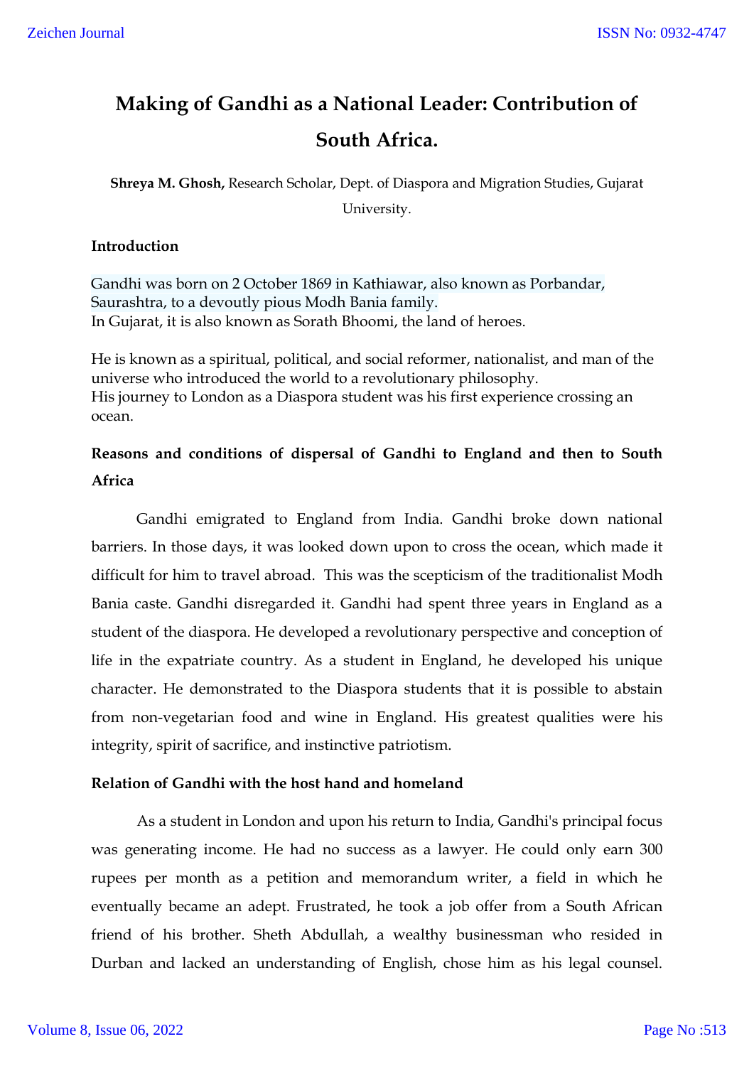# Making of Gandhi as a National Leader: Contribution of South Africa.

**Shreya M. Ghosh,** Research Scholar, Dept. of Diaspora and Migration Studies, Gujarat University.

## Introduction

Gandhi was born on 2 October 1869 in Kathiawar, also known as Porbandar, Saurashtra, to a devoutly pious Modh Bania family.
In Gujarat, it is also known as Sorath Bhoomi, the land of heroes.

He is known as a spiritual, political, and social reformer, nationalist, and man of the universe who introduced the world to a revolutionary philosophy.
His journey to London as a Diaspora student was his first experience crossing an ocean.

## Reasons and conditions of dispersal of Gandhi to England and then to South Africa

Gandhi emigrated to England from India. Gandhi broke down national barriers. In those days, it was looked down upon to cross the ocean, which made it difficult for him to travel abroad. This was the scepticism of the traditionalist Modh Bania caste. Gandhi disregarded it. Gandhi had spent three years in England as a student of the diaspora. He developed a revolutionary perspective and conception of life in the expatriate country. As a student in England, he developed his unique character. He demonstrated to the Diaspora students that it is possible to abstain from non-vegetarian food and wine in England. His greatest qualities were his integrity, spirit of sacrifice, and instinctive patriotism.

## Relation of Gandhi with the host hand and homeland

As a student in London and upon his return to India, Gandhi's principal focus was generating income. He had no success as a lawyer. He could only earn 300 rupees per month as a petition and memorandum writer, a field in which he eventually became an adept. Frustrated, he took a job offer from a South African friend of his brother. Sheth Abdullah, a wealthy businessman who resided in Durban and lacked an understanding of English, chose him as his legal counsel.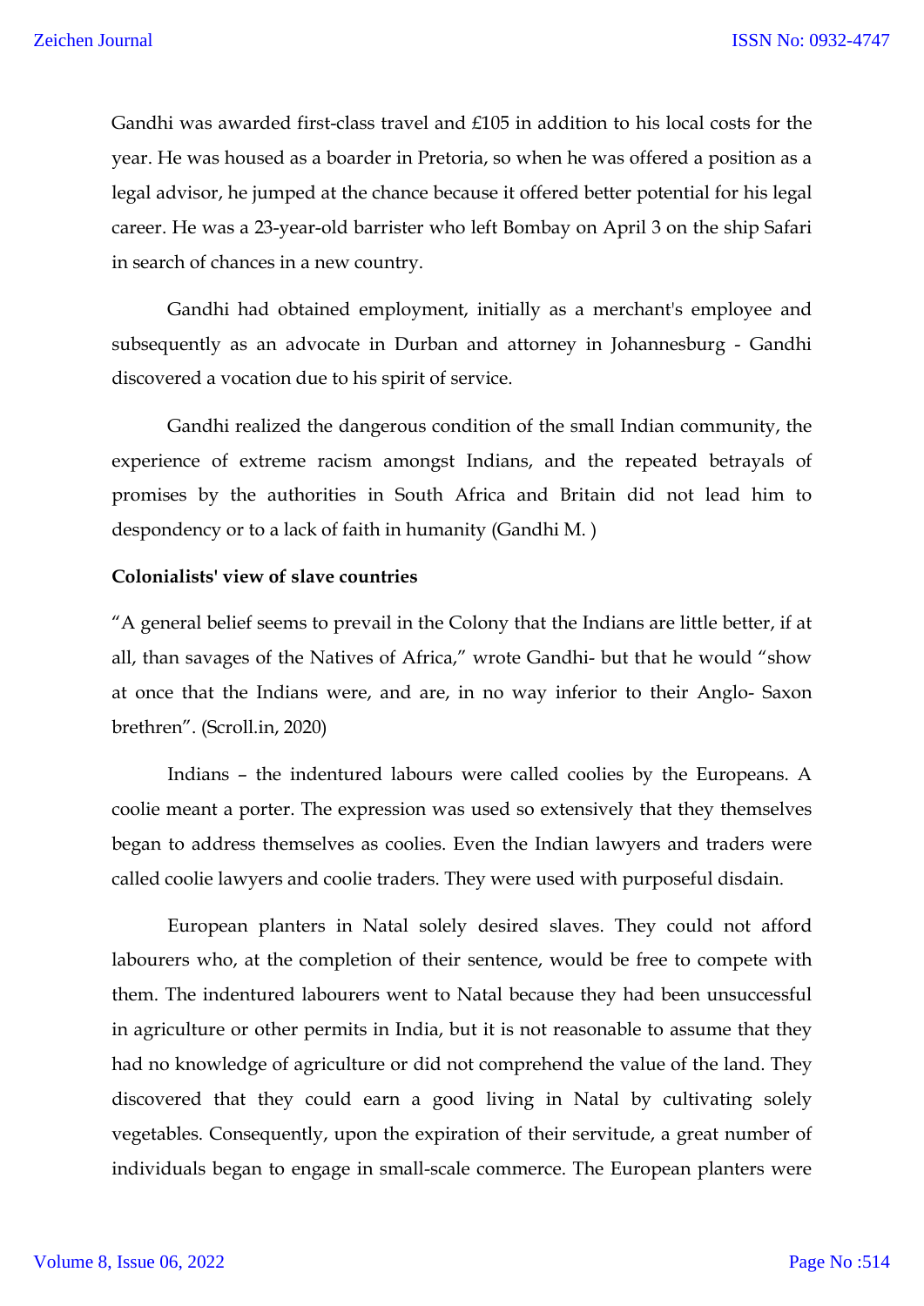Gandhi was awarded first-class travel and £105 in addition to his local costs for the year. He was housed as a boarder in Pretoria, so when he was offered a position as a legal advisor, he jumped at the chance because it offered better potential for his legal career. He was a 23-year-old barrister who left Bombay on April 3 on the ship Safari in search of chances in a new country.

Gandhi had obtained employment, initially as a merchant's employee and subsequently as an advocate in Durban and attorney in Johannesburg - Gandhi discovered a vocation due to his spirit of service.

Gandhi realized the dangerous condition of the small Indian community, the experience of extreme racism amongst Indians, and the repeated betrayals of promises by the authorities in South Africa and Britain did not lead him to despondency or to a lack of faith in humanity (Gandhi M. )

**Colonialists' view of slave countries**

"A general belief seems to prevail in the Colony that the Indians are little better, if at all, than savages of the Natives of Africa," wrote Gandhi- but that he would "show at once that the Indians were, and are, in no way inferior to their Anglo- Saxon brethren". (Scroll.in, 2020)

Indians – the indentured labours were called coolies by the Europeans. A coolie meant a porter. The expression was used so extensively that they themselves began to address themselves as coolies. Even the Indian lawyers and traders were called coolie lawyers and coolie traders. They were used with purposeful disdain.

European planters in Natal solely desired slaves. They could not afford labourers who, at the completion of their sentence, would be free to compete with them. The indentured labourers went to Natal because they had been unsuccessful in agriculture or other permits in India, but it is not reasonable to assume that they had no knowledge of agriculture or did not comprehend the value of the land. They discovered that they could earn a good living in Natal by cultivating solely vegetables. Consequently, upon the expiration of their servitude, a great number of individuals began to engage in small-scale commerce. The European planters were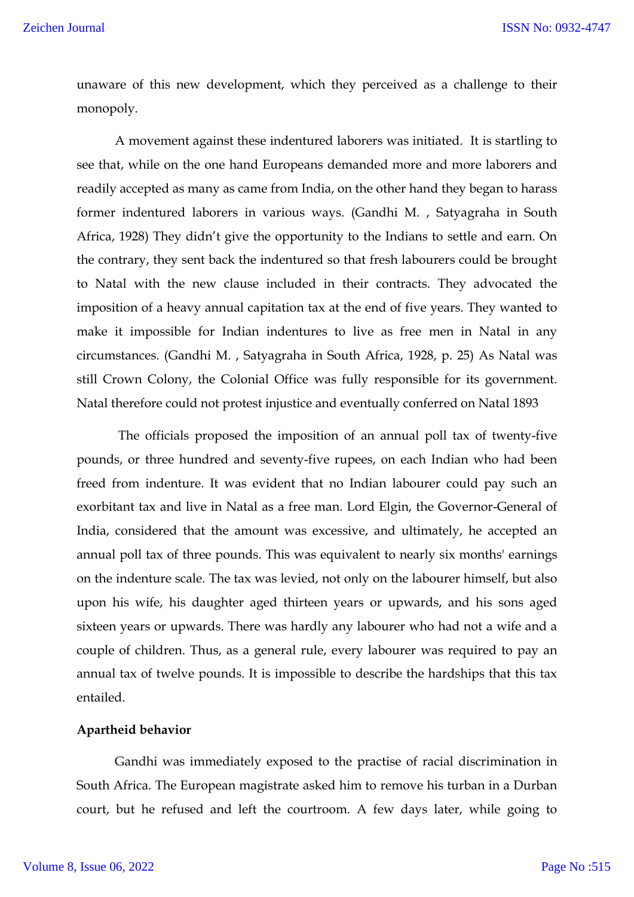unaware of this new development, which they perceived as a challenge to their monopoly.

A movement against these indentured laborers was initiated. It is startling to see that, while on the one hand Europeans demanded more and more laborers and readily accepted as many as came from India, on the other hand they began to harass former indentured laborers in various ways. (Gandhi M. , Satyagraha in South Africa, 1928) They didn't give the opportunity to the Indians to settle and earn. On the contrary, they sent back the indentured so that fresh labourers could be brought to Natal with the new clause included in their contracts. They advocated the imposition of a heavy annual capitation tax at the end of five years. They wanted to make it impossible for Indian indentures to live as free men in Natal in any circumstances. (Gandhi M. , Satyagraha in South Africa, 1928, p. 25) As Natal was still Crown Colony, the Colonial Office was fully responsible for its government. Natal therefore could not protest injustice and eventually conferred on Natal 1893

The officials proposed the imposition of an annual poll tax of twenty-five pounds, or three hundred and seventy-five rupees, on each Indian who had been freed from indenture. It was evident that no Indian labourer could pay such an exorbitant tax and live in Natal as a free man. Lord Elgin, the Governor-General of India, considered that the amount was excessive, and ultimately, he accepted an annual poll tax of three pounds. This was equivalent to nearly six months' earnings on the indenture scale. The tax was levied, not only on the labourer himself, but also upon his wife, his daughter aged thirteen years or upwards, and his sons aged sixteen years or upwards. There was hardly any labourer who had not a wife and a couple of children. Thus, as a general rule, every labourer was required to pay an annual tax of twelve pounds. It is impossible to describe the hardships that this tax entailed.

**Apartheid behavior**

Gandhi was immediately exposed to the practise of racial discrimination in South Africa. The European magistrate asked him to remove his turban in a Durban court, but he refused and left the courtroom. A few days later, while going to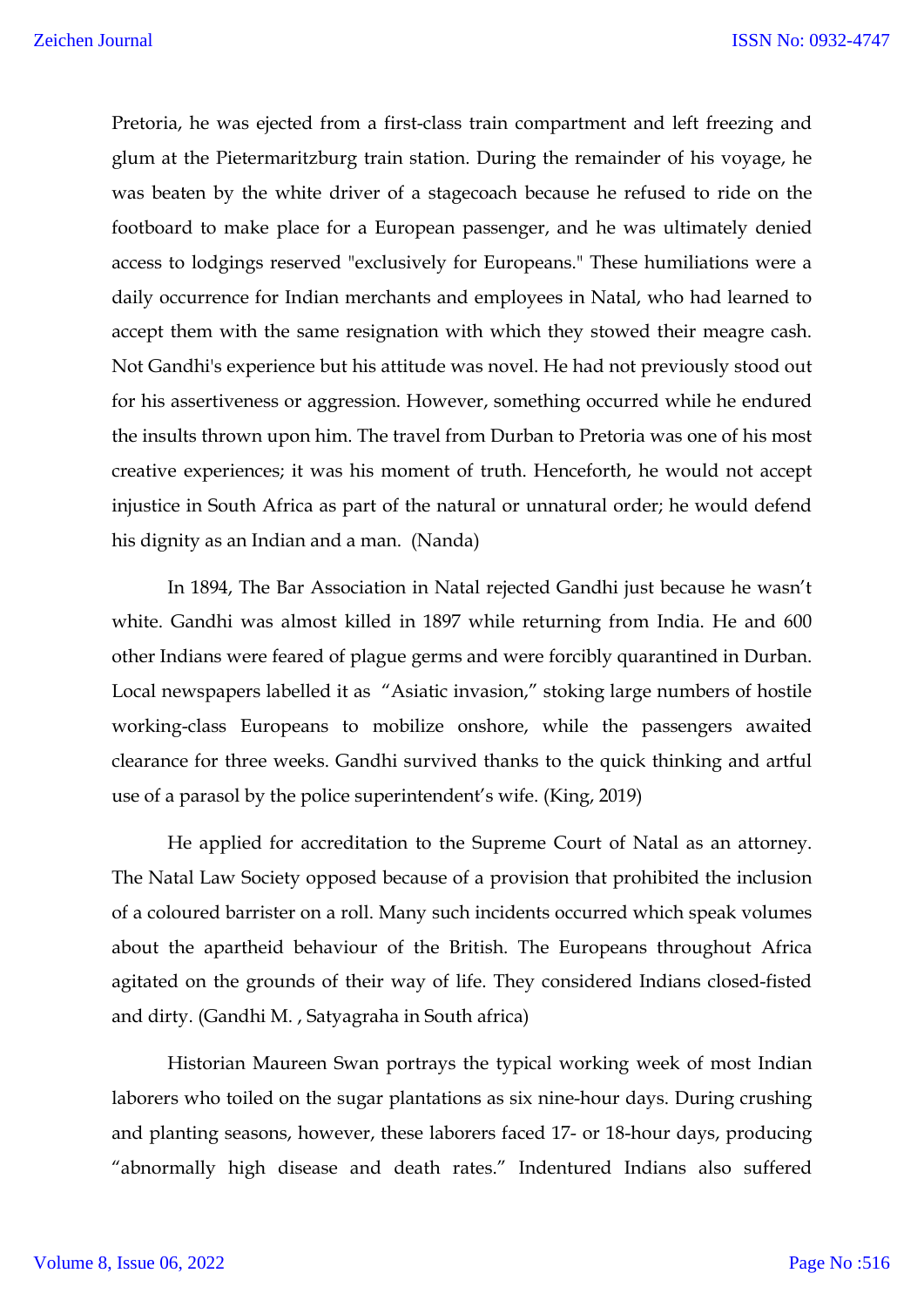Pretoria, he was ejected from a first-class train compartment and left freezing and glum at the Pietermaritzburg train station. During the remainder of his voyage, he was beaten by the white driver of a stagecoach because he refused to ride on the footboard to make place for a European passenger, and he was ultimately denied access to lodgings reserved "exclusively for Europeans." These humiliations were a daily occurrence for Indian merchants and employees in Natal, who had learned to accept them with the same resignation with which they stowed their meagre cash. Not Gandhi's experience but his attitude was novel. He had not previously stood out for his assertiveness or aggression. However, something occurred while he endured the insults thrown upon him. The travel from Durban to Pretoria was one of his most creative experiences; it was his moment of truth. Henceforth, he would not accept injustice in South Africa as part of the natural or unnatural order; he would defend his dignity as an Indian and a man. (Nanda)

In 1894, The Bar Association in Natal rejected Gandhi just because he wasn't white. Gandhi was almost killed in 1897 while returning from India. He and 600 other Indians were feared of plague germs and were forcibly quarantined in Durban. Local newspapers labelled it as "Asiatic invasion," stoking large numbers of hostile working-class Europeans to mobilize onshore, while the passengers awaited clearance for three weeks. Gandhi survived thanks to the quick thinking and artful use of a parasol by the police superintendent's wife. (King, 2019)

He applied for accreditation to the Supreme Court of Natal as an attorney. The Natal Law Society opposed because of a provision that prohibited the inclusion of a coloured barrister on a roll. Many such incidents occurred which speak volumes about the apartheid behaviour of the British. The Europeans throughout Africa agitated on the grounds of their way of life. They considered Indians closed-fisted and dirty. (Gandhi M. , Satyagraha in South africa)

Historian Maureen Swan portrays the typical working week of most Indian laborers who toiled on the sugar plantations as six nine-hour days. During crushing and planting seasons, however, these laborers faced 17- or 18-hour days, producing "abnormally high disease and death rates." Indentured Indians also suffered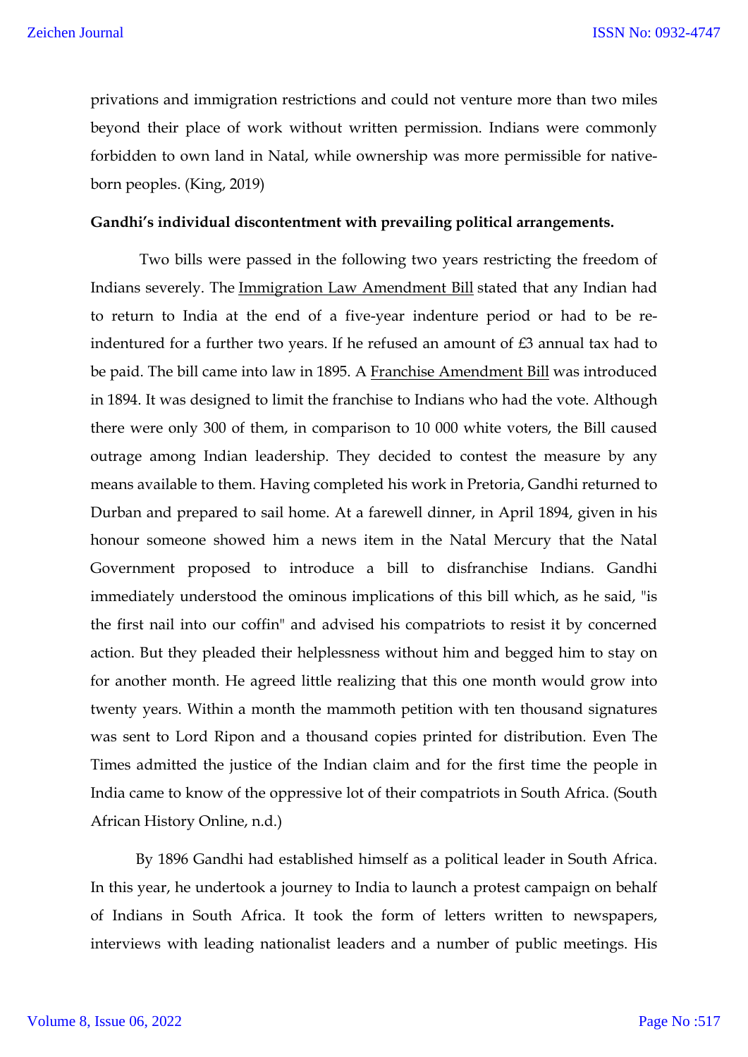privations and immigration restrictions and could not venture more than two miles beyond their place of work without written permission. Indians were commonly forbidden to own land in Natal, while ownership was more permissible for native-born peoples. (King, 2019)

**Gandhi's individual discontentment with prevailing political arrangements.**

Two bills were passed in the following two years restricting the freedom of Indians severely. The Immigration Law Amendment Bill stated that any Indian had to return to India at the end of a five-year indenture period or had to be re-indentured for a further two years. If he refused an amount of £3 annual tax had to be paid. The bill came into law in 1895. A Franchise Amendment Bill was introduced in 1894. It was designed to limit the franchise to Indians who had the vote. Although there were only 300 of them, in comparison to 10 000 white voters, the Bill caused outrage among Indian leadership. They decided to contest the measure by any means available to them. Having completed his work in Pretoria, Gandhi returned to Durban and prepared to sail home. At a farewell dinner, in April 1894, given in his honour someone showed him a news item in the Natal Mercury that the Natal Government proposed to introduce a bill to disfranchise Indians. Gandhi immediately understood the ominous implications of this bill which, as he said, "is the first nail into our coffin" and advised his compatriots to resist it by concerned action. But they pleaded their helplessness without him and begged him to stay on for another month. He agreed little realizing that this one month would grow into twenty years. Within a month the mammoth petition with ten thousand signatures was sent to Lord Ripon and a thousand copies printed for distribution. Even The Times admitted the justice of the Indian claim and for the first time the people in India came to know of the oppressive lot of their compatriots in South Africa. (South African History Online, n.d.)

By 1896 Gandhi had established himself as a political leader in South Africa. In this year, he undertook a journey to India to launch a protest campaign on behalf of Indians in South Africa. It took the form of letters written to newspapers, interviews with leading nationalist leaders and a number of public meetings. His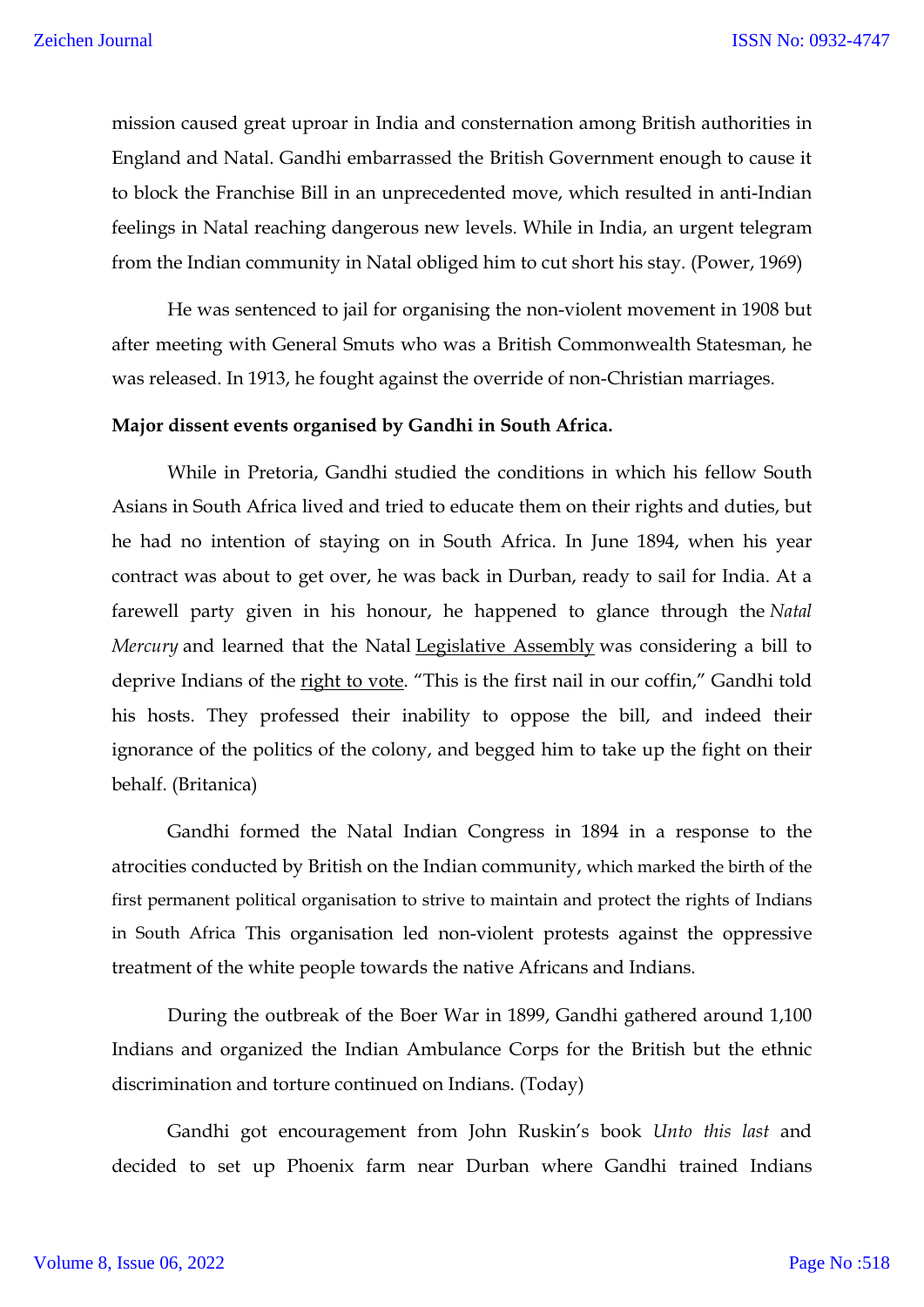mission caused great uproar in India and consternation among British authorities in England and Natal. Gandhi embarrassed the British Government enough to cause it to block the Franchise Bill in an unprecedented move, which resulted in anti-Indian feelings in Natal reaching dangerous new levels. While in India, an urgent telegram from the Indian community in Natal obliged him to cut short his stay. (Power, 1969)

He was sentenced to jail for organising the non-violent movement in 1908 but after meeting with General Smuts who was a British Commonwealth Statesman, he was released. In 1913, he fought against the override of non-Christian marriages.

**Major dissent events organised by Gandhi in South Africa.**

While in Pretoria, Gandhi studied the conditions in which his fellow South Asians in South Africa lived and tried to educate them on their rights and duties, but he had no intention of staying on in South Africa. In June 1894, when his year contract was about to get over, he was back in Durban, ready to sail for India. At a farewell party given in his honour, he happened to glance through the *Natal Mercury* and learned that the Natal Legislative Assembly was considering a bill to deprive Indians of the right to vote. "This is the first nail in our coffin," Gandhi told his hosts. They professed their inability to oppose the bill, and indeed their ignorance of the politics of the colony, and begged him to take up the fight on their behalf. (Britanica)

Gandhi formed the Natal Indian Congress in 1894 in a response to the atrocities conducted by British on the Indian community, which marked the birth of the first permanent political organisation to strive to maintain and protect the rights of Indians in South Africa This organisation led non-violent protests against the oppressive treatment of the white people towards the native Africans and Indians.

During the outbreak of the Boer War in 1899, Gandhi gathered around 1,100 Indians and organized the Indian Ambulance Corps for the British but the ethnic discrimination and torture continued on Indians. (Today)

Gandhi got encouragement from John Ruskin's book *Unto this last* and decided to set up Phoenix farm near Durban where Gandhi trained Indians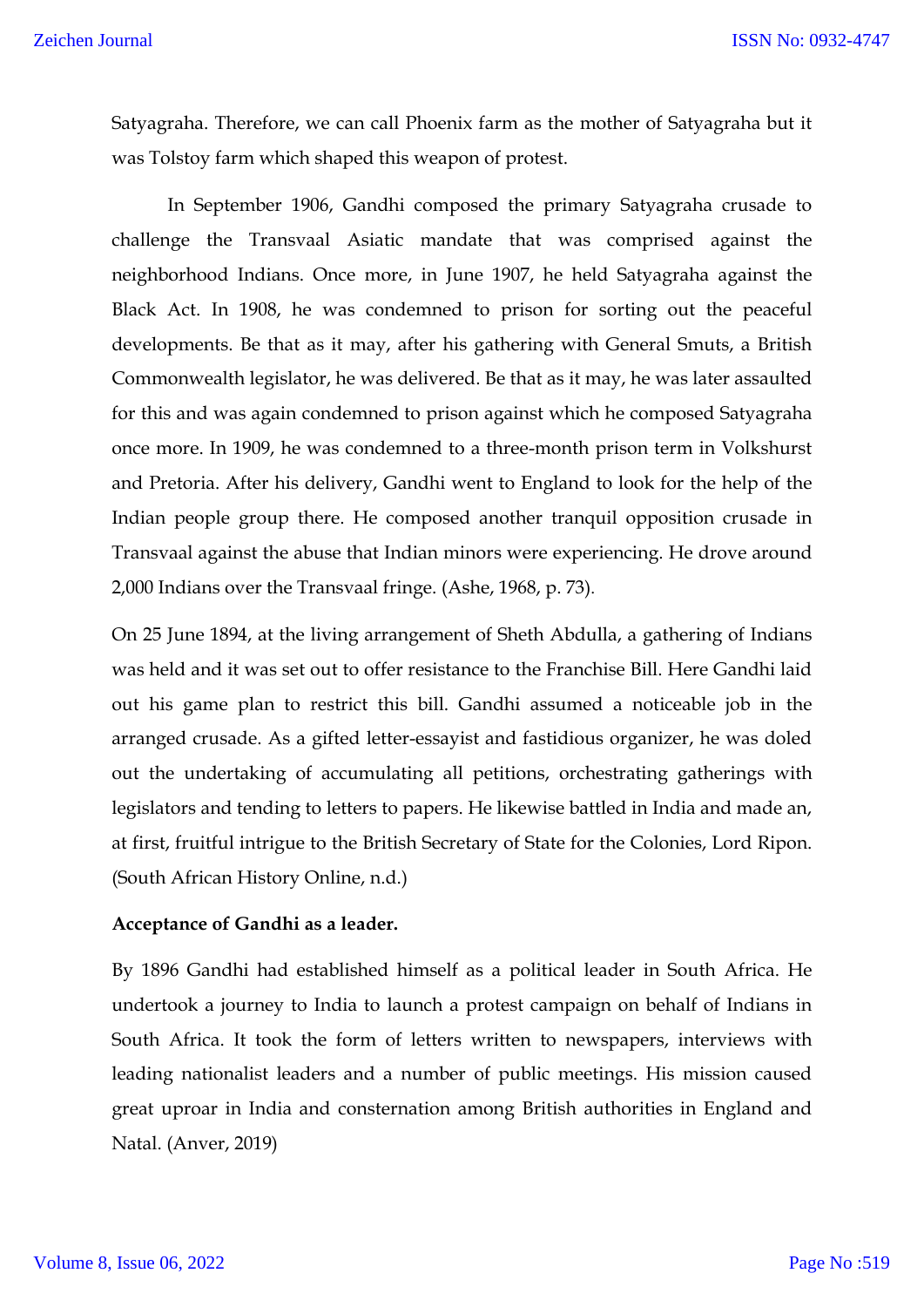Satyagraha. Therefore, we can call Phoenix farm as the mother of Satyagraha but it was Tolstoy farm which shaped this weapon of protest.

In September 1906, Gandhi composed the primary Satyagraha crusade to challenge the Transvaal Asiatic mandate that was comprised against the neighborhood Indians. Once more, in June 1907, he held Satyagraha against the Black Act. In 1908, he was condemned to prison for sorting out the peaceful developments. Be that as it may, after his gathering with General Smuts, a British Commonwealth legislator, he was delivered. Be that as it may, he was later assaulted for this and was again condemned to prison against which he composed Satyagraha once more. In 1909, he was condemned to a three-month prison term in Volkshurst and Pretoria. After his delivery, Gandhi went to England to look for the help of the Indian people group there. He composed another tranquil opposition crusade in Transvaal against the abuse that Indian minors were experiencing. He drove around 2,000 Indians over the Transvaal fringe. (Ashe, 1968, p. 73).

On 25 June 1894, at the living arrangement of Sheth Abdulla, a gathering of Indians was held and it was set out to offer resistance to the Franchise Bill. Here Gandhi laid out his game plan to restrict this bill. Gandhi assumed a noticeable job in the arranged crusade. As a gifted letter-essayist and fastidious organizer, he was doled out the undertaking of accumulating all petitions, orchestrating gatherings with legislators and tending to letters to papers. He likewise battled in India and made an, at first, fruitful intrigue to the British Secretary of State for the Colonies, Lord Ripon. (South African History Online, n.d.)

**Acceptance of Gandhi as a leader.**

By 1896 Gandhi had established himself as a political leader in South Africa. He undertook a journey to India to launch a protest campaign on behalf of Indians in South Africa. It took the form of letters written to newspapers, interviews with leading nationalist leaders and a number of public meetings. His mission caused great uproar in India and consternation among British authorities in England and Natal. (Anver, 2019)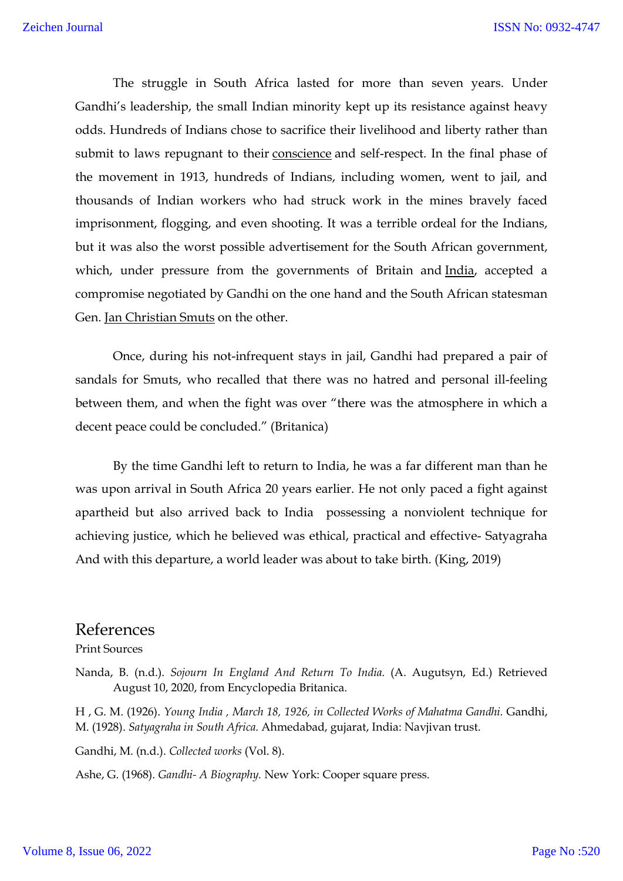The struggle in South Africa lasted for more than seven years. Under Gandhi's leadership, the small Indian minority kept up its resistance against heavy odds. Hundreds of Indians chose to sacrifice their livelihood and liberty rather than submit to laws repugnant to their conscience and self-respect. In the final phase of the movement in 1913, hundreds of Indians, including women, went to jail, and thousands of Indian workers who had struck work in the mines bravely faced imprisonment, flogging, and even shooting. It was a terrible ordeal for the Indians, but it was also the worst possible advertisement for the South African government, which, under pressure from the governments of Britain and India, accepted a compromise negotiated by Gandhi on the one hand and the South African statesman Gen. Jan Christian Smuts on the other.

Once, during his not-infrequent stays in jail, Gandhi had prepared a pair of sandals for Smuts, who recalled that there was no hatred and personal ill-feeling between them, and when the fight was over "there was the atmosphere in which a decent peace could be concluded." (Britanica)

By the time Gandhi left to return to India, he was a far different man than he was upon arrival in South Africa 20 years earlier. He not only paced a fight against apartheid but also arrived back to India possessing a nonviolent technique for achieving justice, which he believed was ethical, practical and effective- Satyagraha And with this departure, a world leader was about to take birth. (King, 2019)

# References

Print Sources

Nanda, B. (n.d.). *Sojourn In England And Return To India.* (A. Augutsyn, Ed.) Retrieved August 10, 2020, from Encyclopedia Britanica.

H , G. M. (1926). *Young India , March 18, 1926, in Collected Works of Mahatma Gandhi.* Gandhi, M. (1928). *Satyagraha in South Africa.* Ahmedabad, gujarat, India: Navjivan trust.

Gandhi, M. (n.d.). *Collected works* (Vol. 8).

Ashe, G. (1968). *Gandhi- A Biography.* New York: Cooper square press.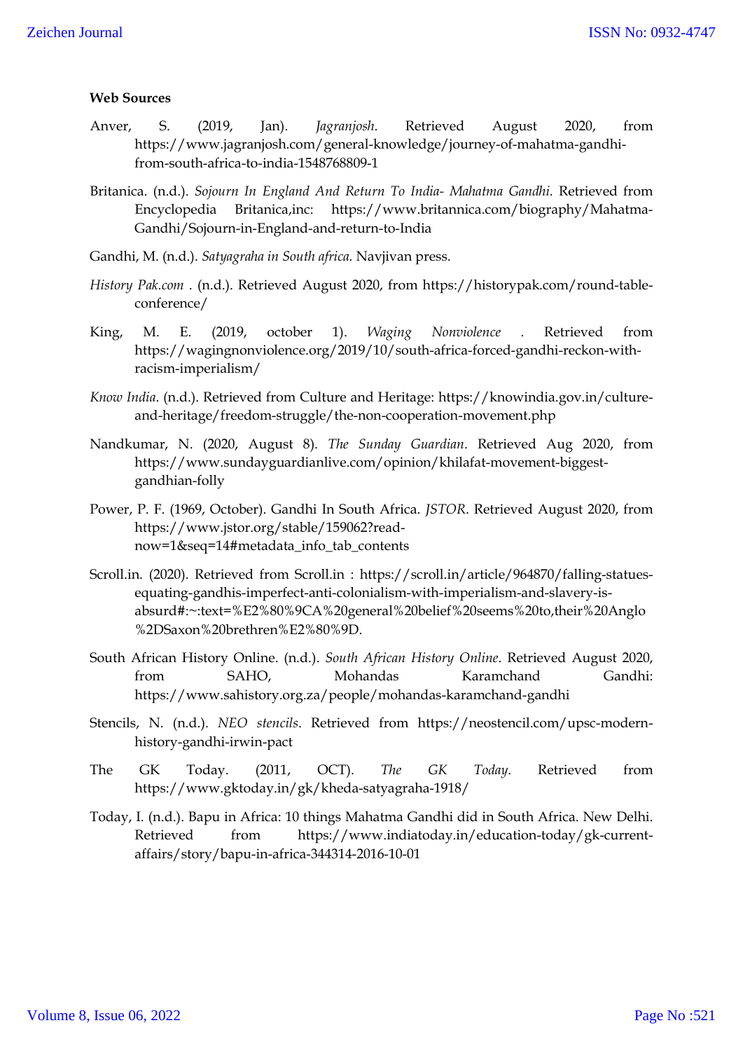**Web Sources**

Anver, S. (2019, Jan). *Jagranjosh*. Retrieved August 2020, from https://www.jagranjosh.com/general-knowledge/journey-of-mahatma-gandhi-from-south-africa-to-india-1548768809-1

Britanica. (n.d.). *Sojourn In England And Return To India- Mahatma Gandhi.* Retrieved from Encyclopedia Britanica,inc: https://www.britannica.com/biography/Mahatma-Gandhi/Sojourn-in-England-and-return-to-India

Gandhi, M. (n.d.). *Satyagraha in South africa.* Navjivan press.

*History Pak.com* . (n.d.). Retrieved August 2020, from https://historypak.com/round-table-conference/

King, M. E. (2019, october 1). *Waging Nonviolence* . Retrieved from https://wagingnonviolence.org/2019/10/south-africa-forced-gandhi-reckon-with-racism-imperialism/

*Know India*. (n.d.). Retrieved from Culture and Heritage: https://knowindia.gov.in/culture-and-heritage/freedom-struggle/the-non-cooperation-movement.php

Nandkumar, N. (2020, August 8). *The Sunday Guardian*. Retrieved Aug 2020, from https://www.sundayguardianlive.com/opinion/khilafat-movement-biggest-gandhian-folly

Power, P. F. (1969, October). Gandhi In South Africa. *JSTOR*. Retrieved August 2020, from https://www.jstor.org/stable/159062?read-now=1&seq=14#metadata_info_tab_contents

Scroll.in. (2020). Retrieved from Scroll.in : https://scroll.in/article/964870/falling-statues-equating-gandhis-imperfect-anti-colonialism-with-imperialism-and-slavery-is-absurd#:~:text=%E2%80%9CA%20general%20belief%20seems%20to,their%20Anglo%2DSaxon%20brethren%E2%80%9D.

South African History Online. (n.d.). *South African History Online*. Retrieved August 2020, from SAHO, Mohandas Karamchand Gandhi: https://www.sahistory.org.za/people/mohandas-karamchand-gandhi

Stencils, N. (n.d.). *NEO stencils*. Retrieved from https://neostencil.com/upsc-modern-history-gandhi-irwin-pact

The GK Today. (2011, OCT). *The GK Today*. Retrieved from https://www.gktoday.in/gk/kheda-satyagraha-1918/

Today, I. (n.d.). Bapu in Africa: 10 things Mahatma Gandhi did in South Africa. New Delhi. Retrieved from https://www.indiatoday.in/education-today/gk-current-affairs/story/bapu-in-africa-344314-2016-10-01